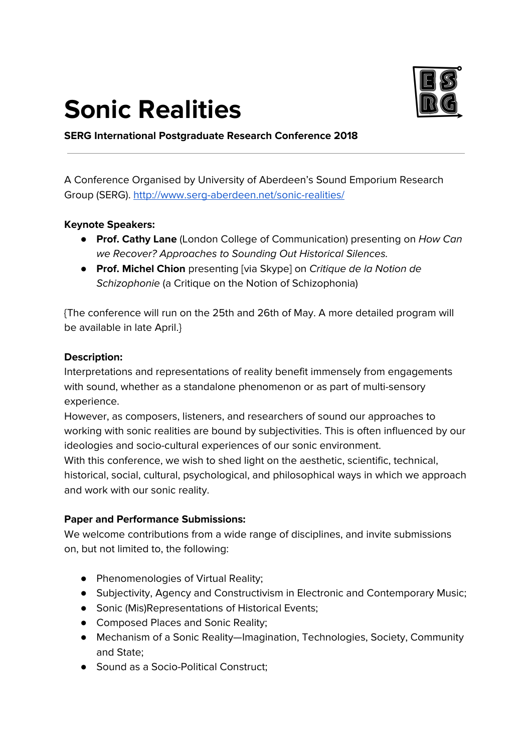# Sonic Realities

**SERG International Postgraduate Research Conference 2018**

---

A Conference Organised by University of Aberdeen's Sound Emporium Research Group (SERG). http://www.serg-aberdeen.net/sonic-realities/

**Keynote Speakers:**

- **Prof. Cathy Lane** (London College of Communication) presenting on *How Can we Recover? Approaches to Sounding Out Historical Silences.*
- **Prof. Michel Chion** presenting [via Skype] on *Critique de la Notion de Schizophonie* (a Critique on the Notion of Schizophonia)

{The conference will run on the 25th and 26th of May. A more detailed program will be available in late April.}

**Description:**

Interpretations and representations of reality benefit immensely from engagements with sound, whether as a standalone phenomenon or as part of multi-sensory experience.

However, as composers, listeners, and researchers of sound our approaches to working with sonic realities are bound by subjectivities. This is often influenced by our ideologies and socio-cultural experiences of our sonic environment.

With this conference, we wish to shed light on the aesthetic, scientific, technical, historical, social, cultural, psychological, and philosophical ways in which we approach and work with our sonic reality.

**Paper and Performance Submissions:**

We welcome contributions from a wide range of disciplines, and invite submissions on, but not limited to, the following:

- Phenomenologies of Virtual Reality;
- Subjectivity, Agency and Constructivism in Electronic and Contemporary Music;
- Sonic (Mis)Representations of Historical Events;
- Composed Places and Sonic Reality;
- Mechanism of a Sonic Reality—Imagination, Technologies, Society, Community and State;
- Sound as a Socio-Political Construct;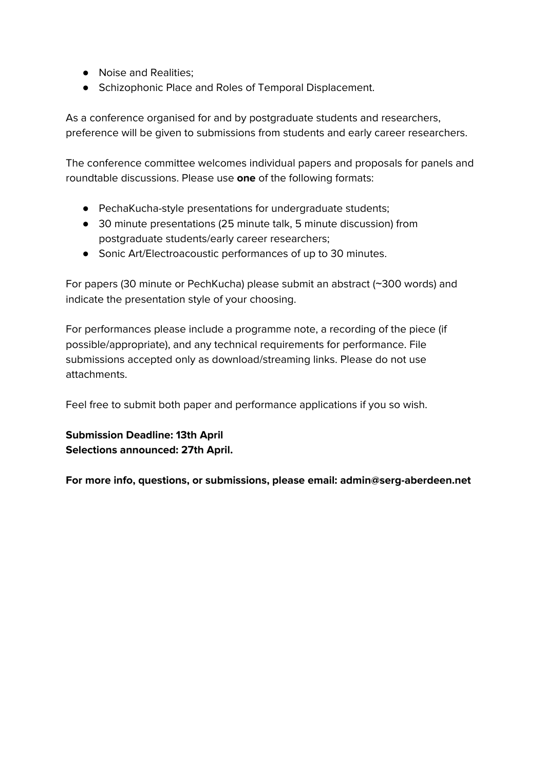- Noise and Realities;
- Schizophonic Place and Roles of Temporal Displacement.

As a conference organised for and by postgraduate students and researchers, preference will be given to submissions from students and early career researchers.

The conference committee welcomes individual papers and proposals for panels and roundtable discussions. Please use **one** of the following formats:

- PechaKucha-style presentations for undergraduate students;
- 30 minute presentations (25 minute talk, 5 minute discussion) from postgraduate students/early career researchers;
- Sonic Art/Electroacoustic performances of up to 30 minutes.

For papers (30 minute or PechKucha) please submit an abstract (~300 words) and indicate the presentation style of your choosing.

For performances please include a programme note, a recording of the piece (if possible/appropriate), and any technical requirements for performance. File submissions accepted only as download/streaming links. Please do not use attachments.

Feel free to submit both paper and performance applications if you so wish.

**Submission Deadline: 13th April**
**Selections announced: 27th April.**

**For more info, questions, or submissions, please email: admin@serg-aberdeen.net**